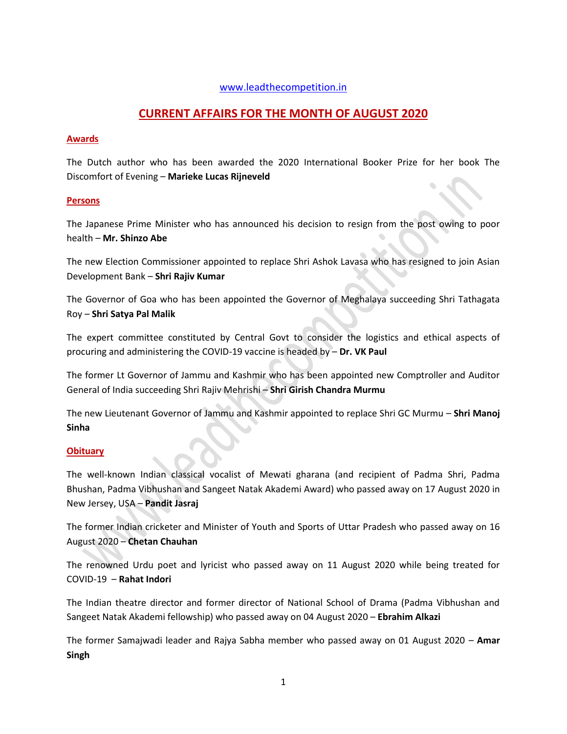www.leadthecompetition.in

# CURRENT AFFAIRS FOR THE MONTH OF AUGUST 2020

## Awards

The Dutch author who has been awarded the 2020 International Booker Prize for her book The Discomfort of Evening – **Marieke Lucas Rijneveld**

## Persons

The Japanese Prime Minister who has announced his decision to resign from the post owing to poor health – **Mr. Shinzo Abe**

The new Election Commissioner appointed to replace Shri Ashok Lavasa who has resigned to join Asian Development Bank – **Shri Rajiv Kumar**

The Governor of Goa who has been appointed the Governor of Meghalaya succeeding Shri Tathagata Roy – **Shri Satya Pal Malik**

The expert committee constituted by Central Govt to consider the logistics and ethical aspects of procuring and administering the COVID-19 vaccine is headed by – **Dr. VK Paul**

The former Lt Governor of Jammu and Kashmir who has been appointed new Comptroller and Auditor General of India succeeding Shri Rajiv Mehrishi – **Shri Girish Chandra Murmu**

The new Lieutenant Governor of Jammu and Kashmir appointed to replace Shri GC Murmu – **Shri Manoj Sinha**

## Obituary

The well-known Indian classical vocalist of Mewati gharana (and recipient of Padma Shri, Padma Bhushan, Padma Vibhushan and Sangeet Natak Akademi Award) who passed away on 17 August 2020 in New Jersey, USA – **Pandit Jasraj**

The former Indian cricketer and Minister of Youth and Sports of Uttar Pradesh who passed away on 16 August 2020 – **Chetan Chauhan**

The renowned Urdu poet and lyricist who passed away on 11 August 2020 while being treated for COVID-19 – **Rahat Indori**

The Indian theatre director and former director of National School of Drama (Padma Vibhushan and Sangeet Natak Akademi fellowship) who passed away on 04 August 2020 – **Ebrahim Alkazi**

The former Samajwadi leader and Rajya Sabha member who passed away on 01 August 2020 – **Amar Singh**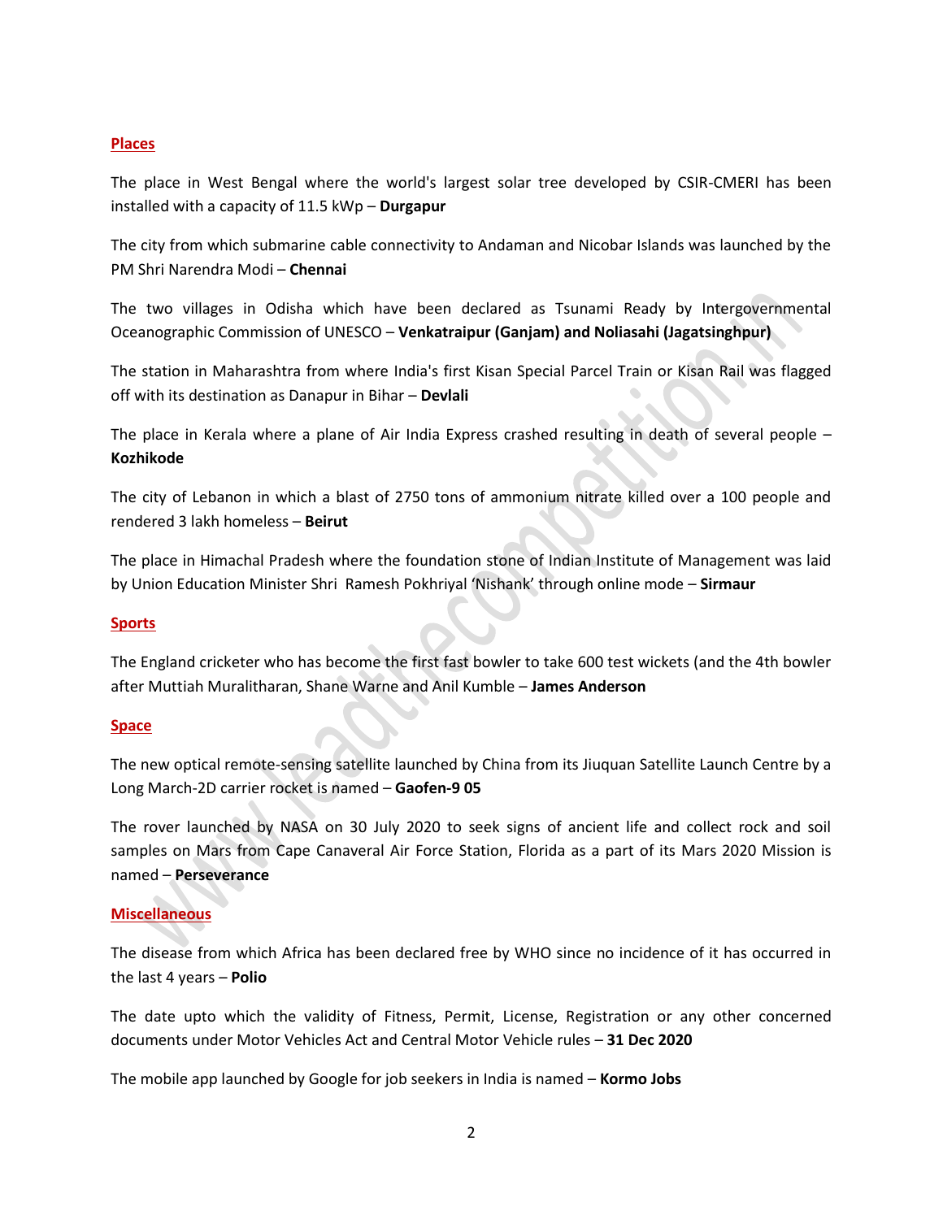## Places

The place in West Bengal where the world's largest solar tree developed by CSIR-CMERI has been installed with a capacity of 11.5 kWp – **Durgapur**

The city from which submarine cable connectivity to Andaman and Nicobar Islands was launched by the PM Shri Narendra Modi – **Chennai**

The two villages in Odisha which have been declared as Tsunami Ready by Intergovernmental Oceanographic Commission of UNESCO – **Venkatraipur (Ganjam) and Noliasahi (Jagatsinghpur)**

The station in Maharashtra from where India's first Kisan Special Parcel Train or Kisan Rail was flagged off with its destination as Danapur in Bihar – **Devlali**

The place in Kerala where a plane of Air India Express crashed resulting in death of several people – **Kozhikode**

The city of Lebanon in which a blast of 2750 tons of ammonium nitrate killed over a 100 people and rendered 3 lakh homeless – **Beirut**

The place in Himachal Pradesh where the foundation stone of Indian Institute of Management was laid by Union Education Minister Shri Ramesh Pokhriyal 'Nishank' through online mode – **Sirmaur**

## Sports

The England cricketer who has become the first fast bowler to take 600 test wickets (and the 4th bowler after Muttiah Muralitharan, Shane Warne and Anil Kumble – **James Anderson**

## Space

The new optical remote-sensing satellite launched by China from its Jiuquan Satellite Launch Centre by a Long March-2D carrier rocket is named – **Gaofen-9 05**

The rover launched by NASA on 30 July 2020 to seek signs of ancient life and collect rock and soil samples on Mars from Cape Canaveral Air Force Station, Florida as a part of its Mars 2020 Mission is named – **Perseverance**

## Miscellaneous

The disease from which Africa has been declared free by WHO since no incidence of it has occurred in the last 4 years – **Polio**

The date upto which the validity of Fitness, Permit, License, Registration or any other concerned documents under Motor Vehicles Act and Central Motor Vehicle rules – **31 Dec 2020**

The mobile app launched by Google for job seekers in India is named – **Kormo Jobs**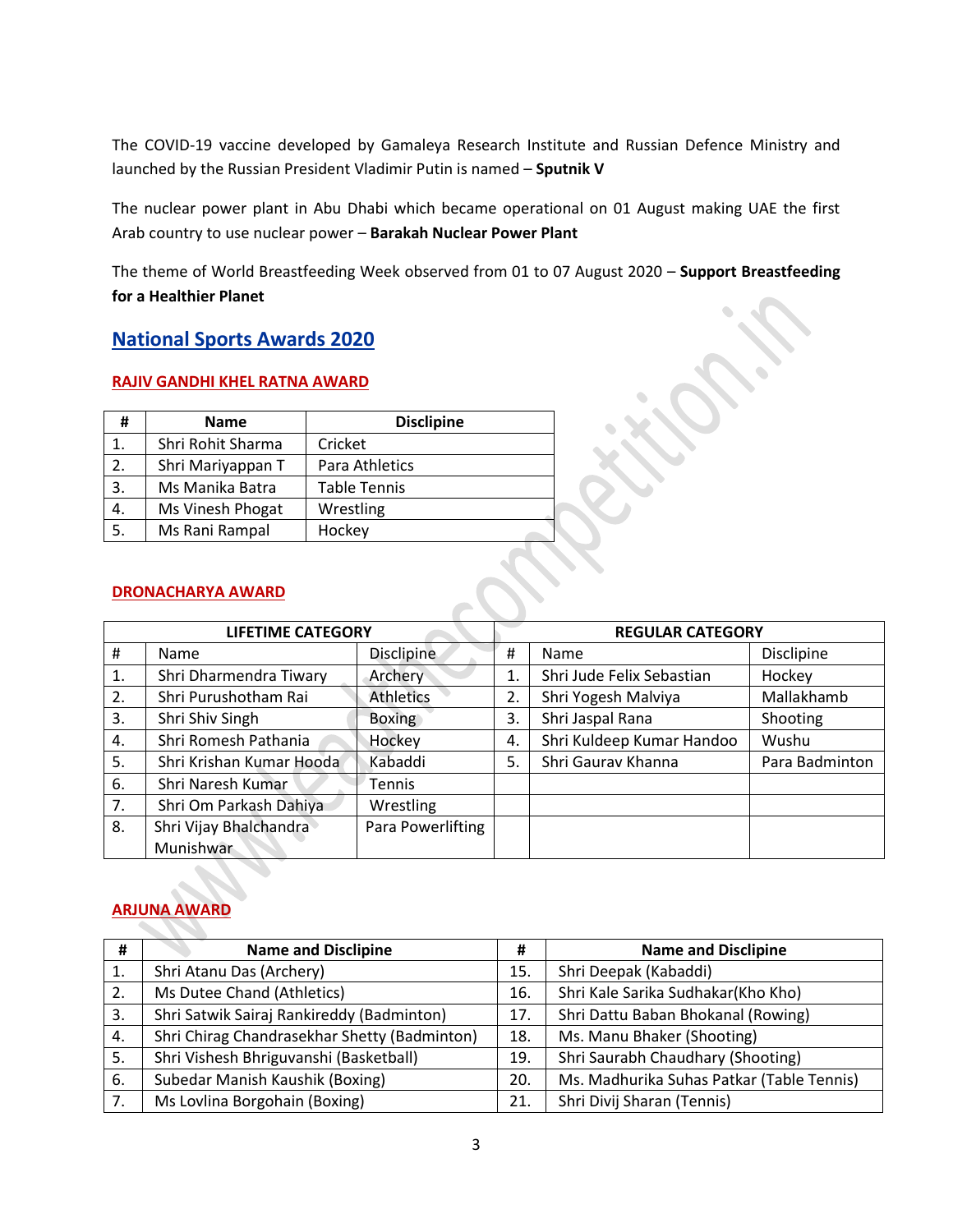The COVID-19 vaccine developed by Gamaleya Research Institute and Russian Defence Ministry and launched by the Russian President Vladimir Putin is named – **Sputnik V**

The nuclear power plant in Abu Dhabi which became operational on 01 August making UAE the first Arab country to use nuclear power – **Barakah Nuclear Power Plant**

The theme of World Breastfeeding Week observed from 01 to 07 August 2020 – **Support Breastfeeding for a Healthier Planet**

## National Sports Awards 2020

### RAJIV GANDHI KHEL RATNA AWARD

| # | Name | Disclipine |
|---|---|---|
| 1. | Shri Rohit Sharma | Cricket |
| 2. | Shri Mariyappan T | Para Athletics |
| 3. | Ms Manika Batra | Table Tennis |
| 4. | Ms Vinesh Phogat | Wrestling |
| 5. | Ms Rani Rampal | Hockey |

### DRONACHARYA AWARD

| LIFETIME CATEGORY | | | REGULAR CATEGORY | | |
|---|---|---|---|---|---|
| # | Name | Disclipine | # | Name | Disclipine |
| 1. | Shri Dharmendra Tiwary | Archery | 1. | Shri Jude Felix Sebastian | Hockey |
| 2. | Shri Purushotham Rai | Athletics | 2. | Shri Yogesh Malviya | Mallakhamb |
| 3. | Shri Shiv Singh | Boxing | 3. | Shri Jaspal Rana | Shooting |
| 4. | Shri Romesh Pathania | Hockey | 4. | Shri Kuldeep Kumar Handoo | Wushu |
| 5. | Shri Krishan Kumar Hooda | Kabaddi | 5. | Shri Gaurav Khanna | Para Badminton |
| 6. | Shri Naresh Kumar | Tennis | | | |
| 7. | Shri Om Parkash Dahiya | Wrestling | | | |
| 8. | Shri Vijay Bhalchandra Munishwar | Para Powerlifting | | | |

### ARJUNA AWARD

| # | Name and Disclipine | # | Name and Disclipine |
|---|---|---|---|
| 1. | Shri Atanu Das (Archery) | 15. | Shri Deepak (Kabaddi) |
| 2. | Ms Dutee Chand (Athletics) | 16. | Shri Kale Sarika Sudhakar(Kho Kho) |
| 3. | Shri Satwik Sairaj Rankireddy (Badminton) | 17. | Shri Dattu Baban Bhokanal (Rowing) |
| 4. | Shri Chirag Chandrasekhar Shetty (Badminton) | 18. | Ms. Manu Bhaker (Shooting) |
| 5. | Shri Vishesh Bhriguvanshi (Basketball) | 19. | Shri Saurabh Chaudhary (Shooting) |
| 6. | Subedar Manish Kaushik (Boxing) | 20. | Ms. Madhurika Suhas Patkar (Table Tennis) |
| 7. | Ms Lovlina Borgohain (Boxing) | 21. | Shri Divij Sharan (Tennis) |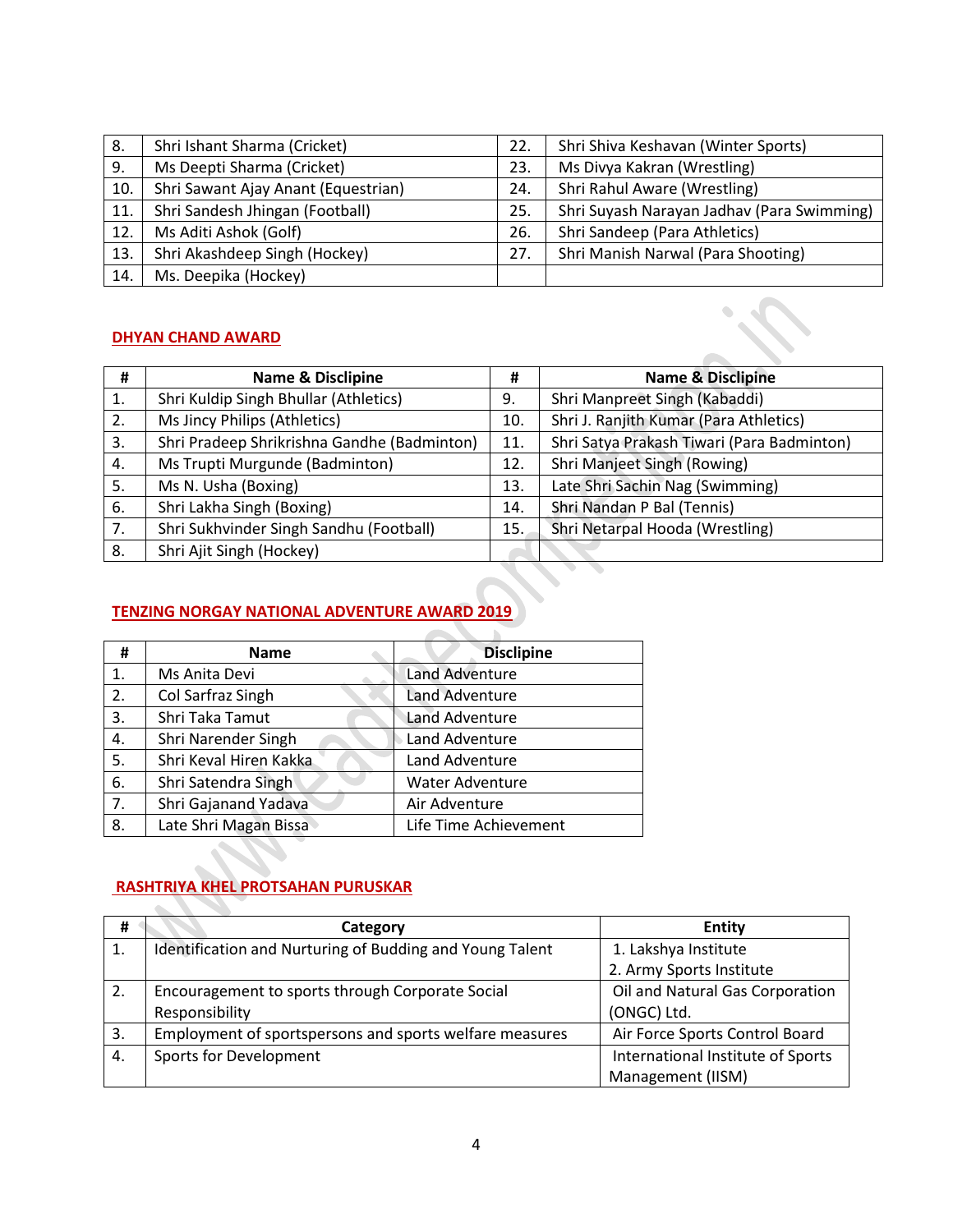| 8. | Shri Ishant Sharma (Cricket) | 22. | Shri Shiva Keshavan (Winter Sports) |
|---|---|---|---|
| 9. | Ms Deepti Sharma (Cricket) | 23. | Ms Divya Kakran (Wrestling) |
| 10. | Shri Sawant Ajay Anant (Equestrian) | 24. | Shri Rahul Aware (Wrestling) |
| 11. | Shri Sandesh Jhingan (Football) | 25. | Shri Suyash Narayan Jadhav (Para Swimming) |
| 12. | Ms Aditi Ashok (Golf) | 26. | Shri Sandeep (Para Athletics) |
| 13. | Shri Akashdeep Singh (Hockey) | 27. | Shri Manish Narwal (Para Shooting) |
| 14. | Ms. Deepika (Hockey) | | |

## DHYAN CHAND AWARD

| # | Name & Disclipine | # | Name & Disclipine |
|---|---|---|---|
| 1. | Shri Kuldip Singh Bhullar (Athletics) | 9. | Shri Manpreet Singh (Kabaddi) |
| 2. | Ms Jincy Philips (Athletics) | 10. | Shri J. Ranjith Kumar (Para Athletics) |
| 3. | Shri Pradeep Shrikrishna Gandhe (Badminton) | 11. | Shri Satya Prakash Tiwari (Para Badminton) |
| 4. | Ms Trupti Murgunde (Badminton) | 12. | Shri Manjeet Singh (Rowing) |
| 5. | Ms N. Usha (Boxing) | 13. | Late Shri Sachin Nag (Swimming) |
| 6. | Shri Lakha Singh (Boxing) | 14. | Shri Nandan P Bal (Tennis) |
| 7. | Shri Sukhvinder Singh Sandhu (Football) | 15. | Shri Netarpal Hooda (Wrestling) |
| 8. | Shri Ajit Singh (Hockey) | | |

## TENZING NORGAY NATIONAL ADVENTURE AWARD 2019

| # | Name | Disclipine |
|---|---|---|
| 1. | Ms Anita Devi | Land Adventure |
| 2. | Col Sarfraz Singh | Land Adventure |
| 3. | Shri Taka Tamut | Land Adventure |
| 4. | Shri Narender Singh | Land Adventure |
| 5. | Shri Keval Hiren Kakka | Land Adventure |
| 6. | Shri Satendra Singh | Water Adventure |
| 7. | Shri Gajanand Yadava | Air Adventure |
| 8. | Late Shri Magan Bissa | Life Time Achievement |

## RASHTRIYA KHEL PROTSAHAN PURUSKAR

| # | Category | Entity |
|---|---|---|
| 1. | Identification and Nurturing of Budding and Young Talent | 1. Lakshya Institute<br>2. Army Sports Institute |
| 2. | Encouragement to sports through Corporate Social Responsibility | Oil and Natural Gas Corporation (ONGC) Ltd. |
| 3. | Employment of sportspersons and sports welfare measures | Air Force Sports Control Board |
| 4. | Sports for Development | International Institute of Sports Management (IISM) |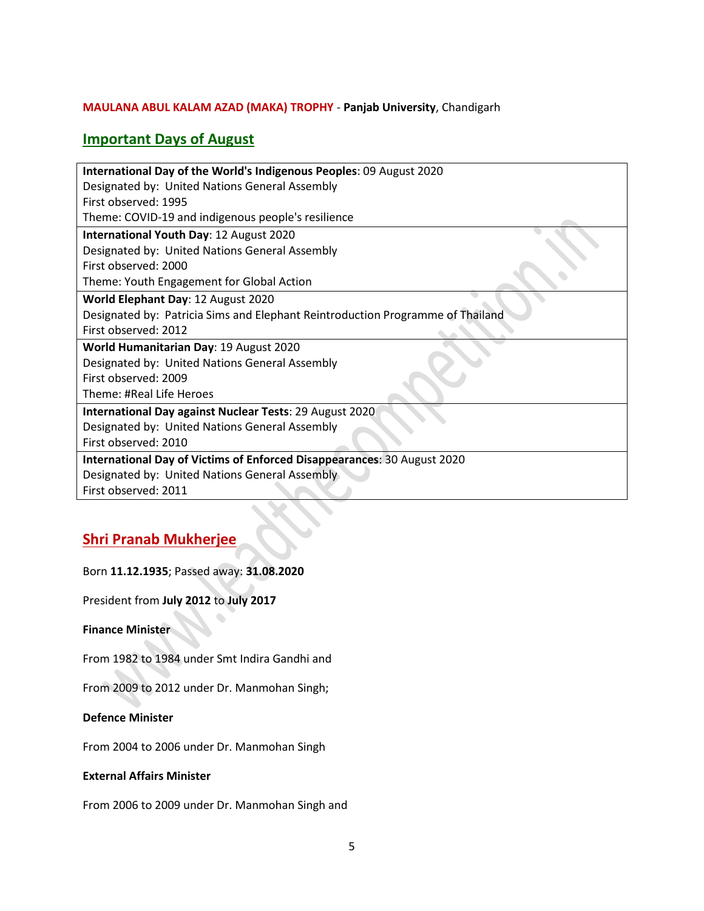**MAULANA ABUL KALAM AZAD (MAKA) TROPHY** - **Panjab University**, Chandigarh

## Important Days of August

| |
|---|
| **International Day of the World's Indigenous Peoples**: 09 August 2020<br>Designated by: United Nations General Assembly<br>First observed: 1995<br>Theme: COVID-19 and indigenous people's resilience |
| **International Youth Day**: 12 August 2020<br>Designated by: United Nations General Assembly<br>First observed: 2000<br>Theme: Youth Engagement for Global Action |
| **World Elephant Day**: 12 August 2020<br>Designated by: Patricia Sims and Elephant Reintroduction Programme of Thailand<br>First observed: 2012 |
| **World Humanitarian Day**: 19 August 2020<br>Designated by: United Nations General Assembly<br>First observed: 2009<br>Theme: #Real Life Heroes |
| **International Day against Nuclear Tests**: 29 August 2020<br>Designated by: United Nations General Assembly<br>First observed: 2010 |
| **International Day of Victims of Enforced Disappearances**: 30 August 2020<br>Designated by: United Nations General Assembly<br>First observed: 2011 |

## Shri Pranab Mukherjee

Born **11.12.1935**; Passed away: **31.08.2020**

President from **July 2012** to **July 2017**

**Finance Minister**

From 1982 to 1984 under Smt Indira Gandhi and

From 2009 to 2012 under Dr. Manmohan Singh;

**Defence Minister**

From 2004 to 2006 under Dr. Manmohan Singh

**External Affairs Minister**

From 2006 to 2009 under Dr. Manmohan Singh and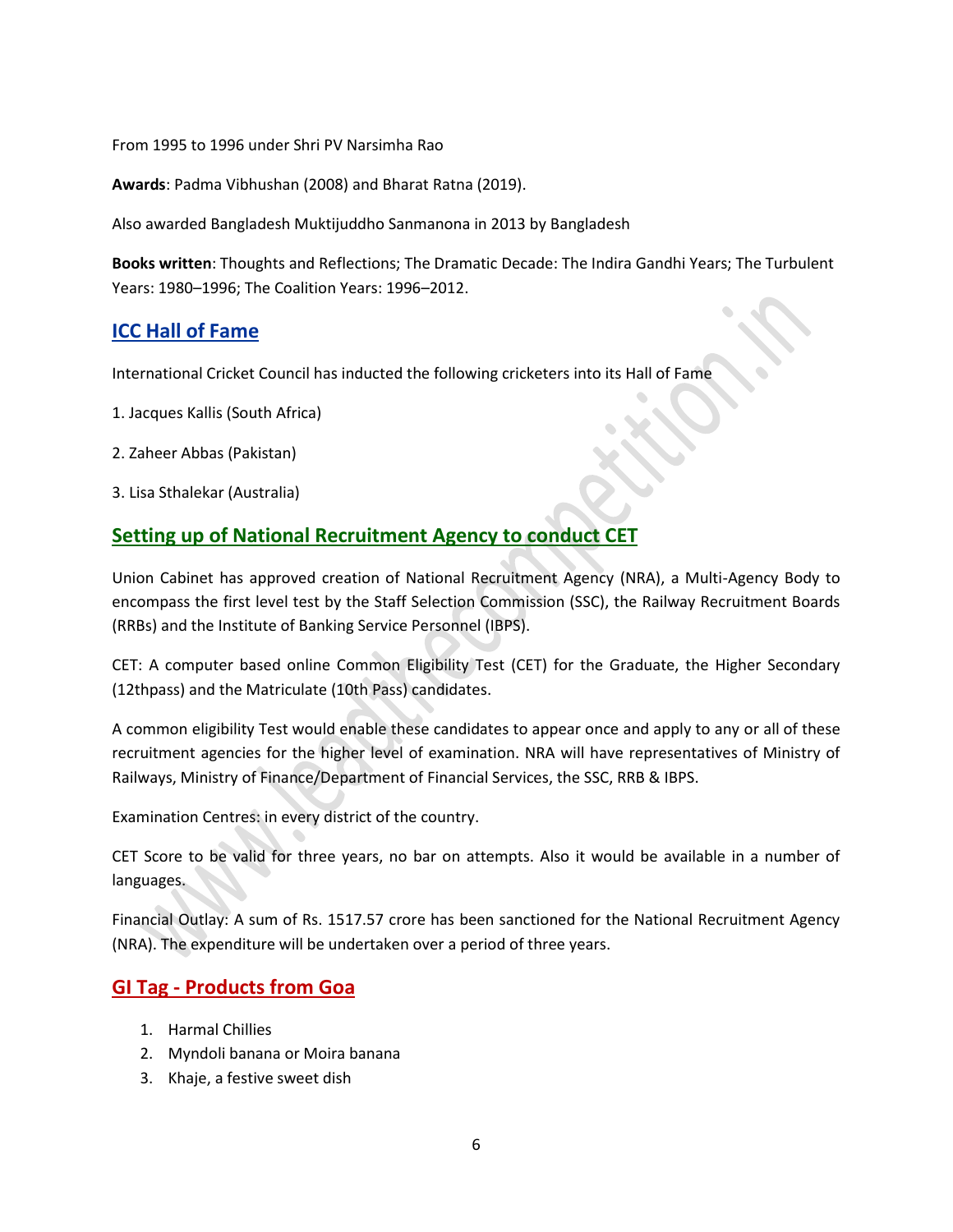From 1995 to 1996 under Shri PV Narsimha Rao

**Awards**: Padma Vibhushan (2008) and Bharat Ratna (2019).

Also awarded Bangladesh Muktijuddho Sanmanona in 2013 by Bangladesh

**Books written**: Thoughts and Reflections; The Dramatic Decade: The Indira Gandhi Years; The Turbulent Years: 1980–1996; The Coalition Years: 1996–2012.

## ICC Hall of Fame

International Cricket Council has inducted the following cricketers into its Hall of Fame

1. Jacques Kallis (South Africa)

2. Zaheer Abbas (Pakistan)

3. Lisa Sthalekar (Australia)

## Setting up of National Recruitment Agency to conduct CET

Union Cabinet has approved creation of National Recruitment Agency (NRA), a Multi-Agency Body to encompass the first level test by the Staff Selection Commission (SSC), the Railway Recruitment Boards (RRBs) and the Institute of Banking Service Personnel (IBPS).

CET: A computer based online Common Eligibility Test (CET) for the Graduate, the Higher Secondary (12thpass) and the Matriculate (10th Pass) candidates.

A common eligibility Test would enable these candidates to appear once and apply to any or all of these recruitment agencies for the higher level of examination. NRA will have representatives of Ministry of Railways, Ministry of Finance/Department of Financial Services, the SSC, RRB & IBPS.

Examination Centres: in every district of the country.

CET Score to be valid for three years, no bar on attempts. Also it would be available in a number of languages.

Financial Outlay: A sum of Rs. 1517.57 crore has been sanctioned for the National Recruitment Agency (NRA). The expenditure will be undertaken over a period of three years.

## GI Tag - Products from Goa

1. Harmal Chillies
2. Myndoli banana or Moira banana
3. Khaje, a festive sweet dish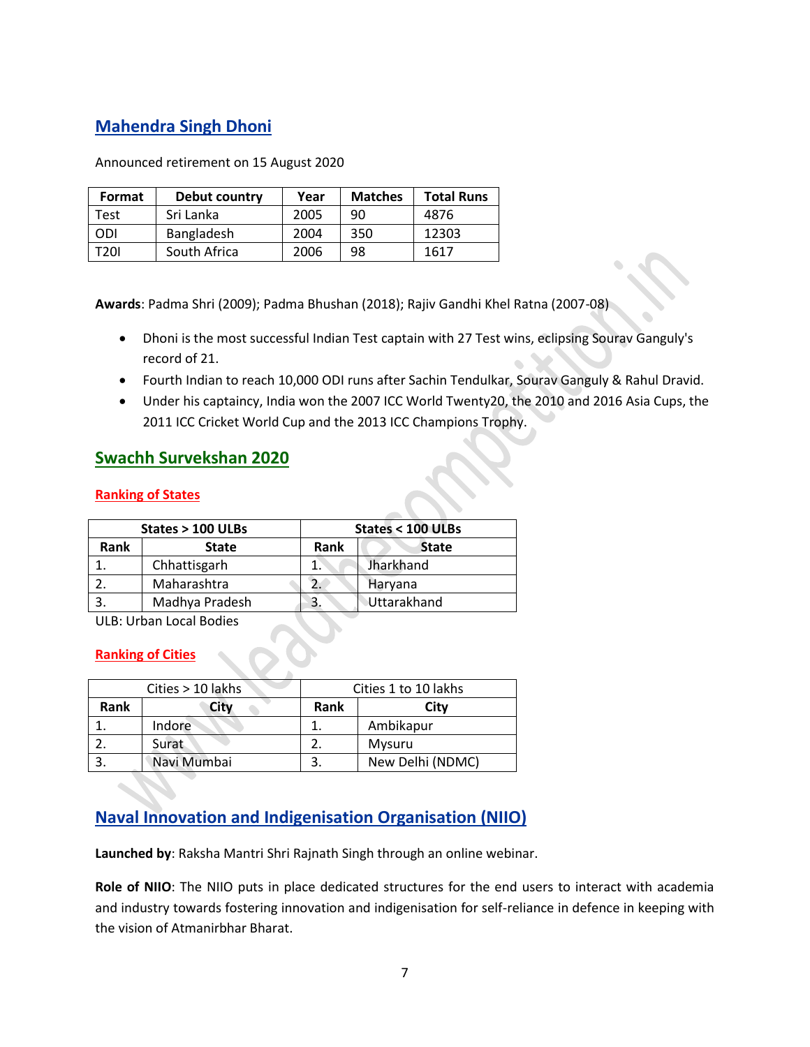## Mahendra Singh Dhoni

Announced retirement on 15 August 2020

| Format | Debut country | Year | Matches | Total Runs |
|---|---|---|---|---|
| Test | Sri Lanka | 2005 | 90 | 4876 |
| ODI | Bangladesh | 2004 | 350 | 12303 |
| T20I | South Africa | 2006 | 98 | 1617 |

**Awards**: Padma Shri (2009); Padma Bhushan (2018); Rajiv Gandhi Khel Ratna (2007-08)

- Dhoni is the most successful Indian Test captain with 27 Test wins, eclipsing Sourav Ganguly's record of 21.
- Fourth Indian to reach 10,000 ODI runs after Sachin Tendulkar, Sourav Ganguly & Rahul Dravid.
- Under his captaincy, India won the 2007 ICC World Twenty20, the 2010 and 2016 Asia Cups, the 2011 ICC Cricket World Cup and the 2013 ICC Champions Trophy.

## Swachh Survekshan 2020

### Ranking of States

| States > 100 ULBs | | States < 100 ULBs | |
|---|---|---|---|
| **Rank** | **State** | **Rank** | **State** |
| 1. | Chhattisgarh | 1. | Jharkhand |
| 2. | Maharashtra | 2. | Haryana |
| 3. | Madhya Pradesh | 3. | Uttarakhand |

ULB: Urban Local Bodies

### Ranking of Cities

| Cities > 10 lakhs | | Cities 1 to 10 lakhs | |
|---|---|---|---|
| **Rank** | **City** | **Rank** | **City** |
| 1. | Indore | 1. | Ambikapur |
| 2. | Surat | 2. | Mysuru |
| 3. | Navi Mumbai | 3. | New Delhi (NDMC) |

## Naval Innovation and Indigenisation Organisation (NIIO)

**Launched by**: Raksha Mantri Shri Rajnath Singh through an online webinar.

**Role of NIIO**: The NIIO puts in place dedicated structures for the end users to interact with academia and industry towards fostering innovation and indigenisation for self-reliance in defence in keeping with the vision of Atmanirbhar Bharat.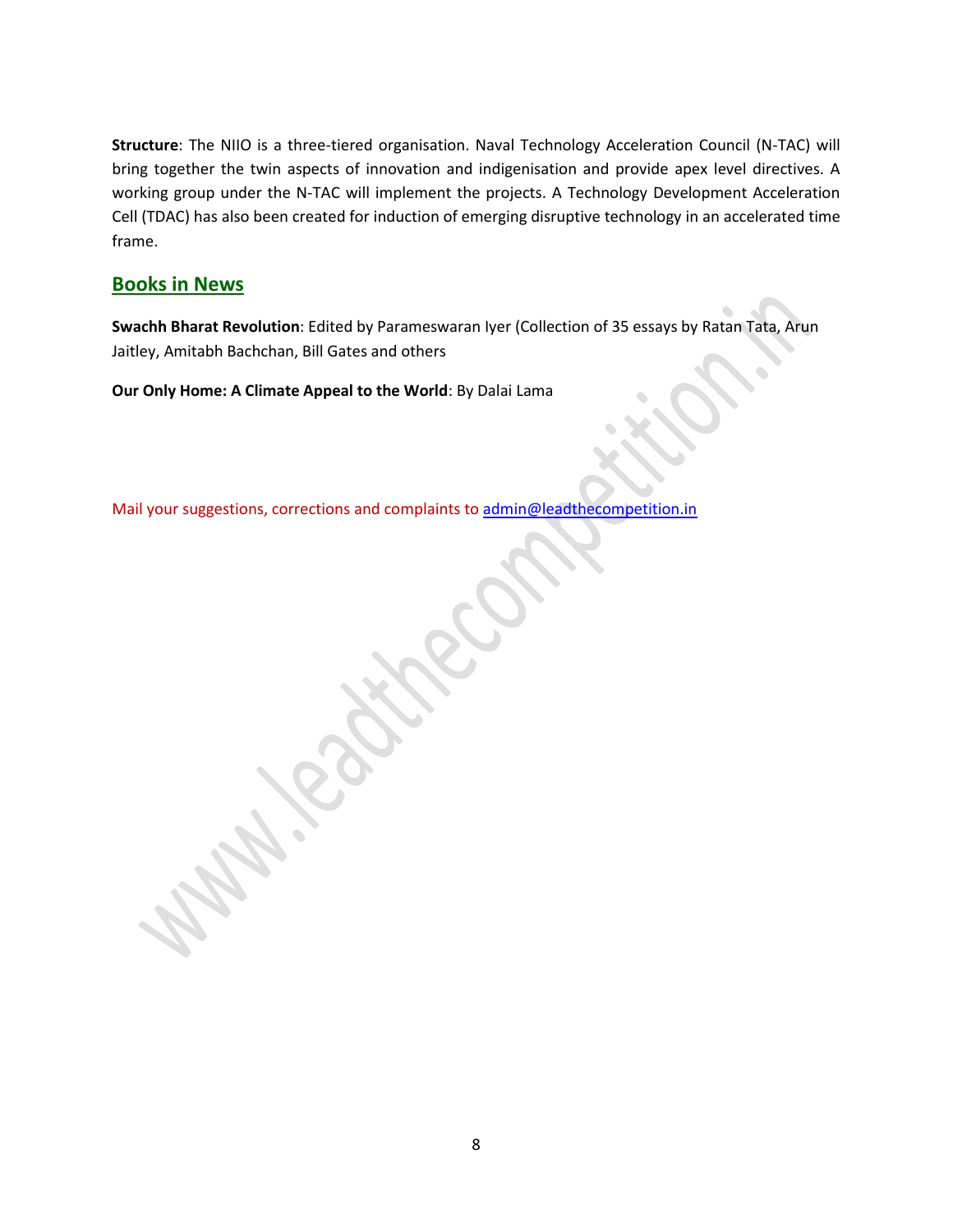**Structure**: The NIIO is a three-tiered organisation. Naval Technology Acceleration Council (N-TAC) will bring together the twin aspects of innovation and indigenisation and provide apex level directives. A working group under the N-TAC will implement the projects. A Technology Development Acceleration Cell (TDAC) has also been created for induction of emerging disruptive technology in an accelerated time frame.

## Books in News

**Swachh Bharat Revolution**: Edited by Parameswaran Iyer (Collection of 35 essays by Ratan Tata, Arun Jaitley, Amitabh Bachchan, Bill Gates and others

**Our Only Home: A Climate Appeal to the World**: By Dalai Lama

Mail your suggestions, corrections and complaints to admin@leadthecompetition.in